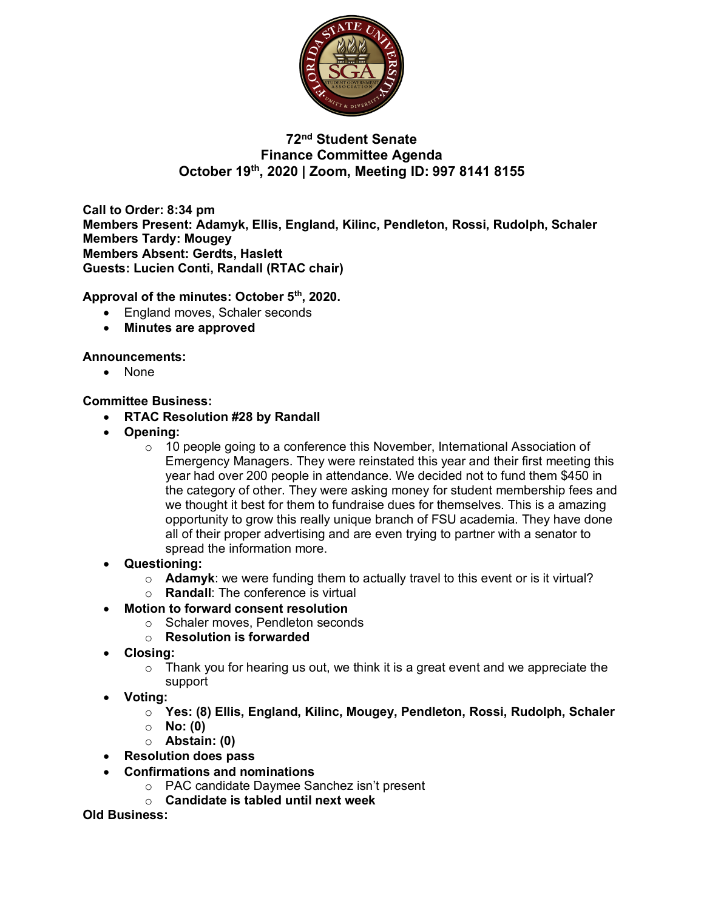# 72nd Student Senate
# Finance Committee Agenda
# October 19th, 2020 | Zoom, Meeting ID: 997 8141 8155

**Call to Order: 8:34 pm**
**Members Present: Adamyk, Ellis, England, Kilinc, Pendleton, Rossi, Rudolph, Schaler**
**Members Tardy: Mougey**
**Members Absent: Gerdts, Haslett**
**Guests: Lucien Conti, Randall (RTAC chair)**

**Approval of the minutes: October 5th, 2020.**

- England moves, Schaler seconds
- **Minutes are approved**

**Announcements:**

- None

**Committee Business:**

- **RTAC Resolution #28 by Randall**
- **Opening:**
  - 10 people going to a conference this November, International Association of Emergency Managers. They were reinstated this year and their first meeting this year had over 200 people in attendance. We decided not to fund them $450 in the category of other. They were asking money for student membership fees and we thought it best for them to fundraise dues for themselves. This is a amazing opportunity to grow this really unique branch of FSU academia. They have done all of their proper advertising and are even trying to partner with a senator to spread the information more.
- **Questioning:**
  - **Adamyk**: we were funding them to actually travel to this event or is it virtual?
  - **Randall**: The conference is virtual
- **Motion to forward consent resolution**
  - Schaler moves, Pendleton seconds
  - **Resolution is forwarded**
- **Closing:**
  - Thank you for hearing us out, we think it is a great event and we appreciate the support
- **Voting:**
  - **Yes: (8) Ellis, England, Kilinc, Mougey, Pendleton, Rossi, Rudolph, Schaler**
  - **No: (0)**
  - **Abstain: (0)**
- **Resolution does pass**
- **Confirmations and nominations**
  - PAC candidate Daymee Sanchez isn't present
  - **Candidate is tabled until next week**

**Old Business:**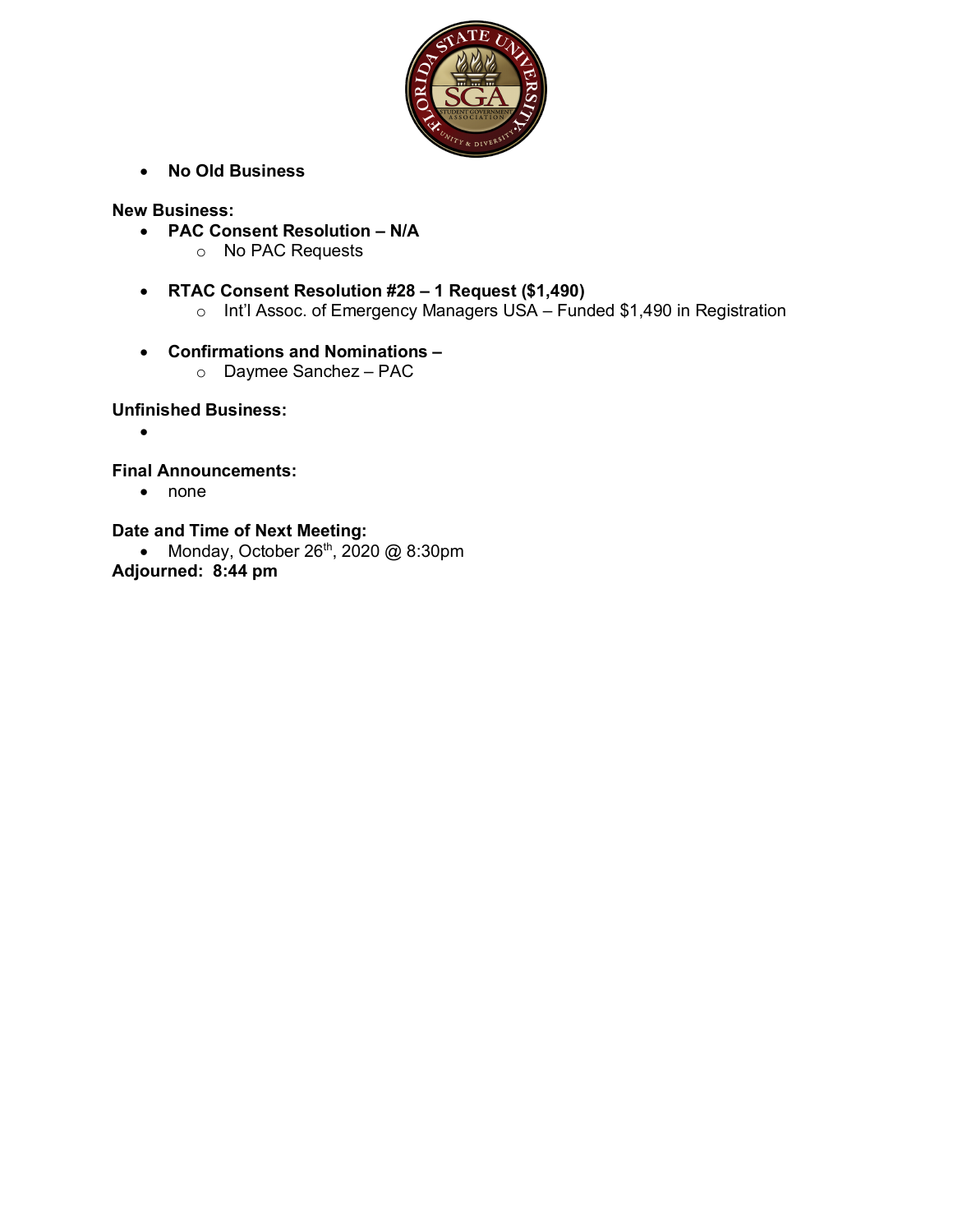- **No Old Business**

**New Business:**

- **PAC Consent Resolution – N/A**
  - No PAC Requests

- **RTAC Consent Resolution #28 – 1 Request ($1,490)**
  - Int'l Assoc. of Emergency Managers USA – Funded $1,490 in Registration

- **Confirmations and Nominations –**
  - Daymee Sanchez – PAC

**Unfinished Business:**

- 

**Final Announcements:**

- none

**Date and Time of Next Meeting:**

- Monday, October 26th, 2020 @ 8:30pm

**Adjourned: 8:44 pm**